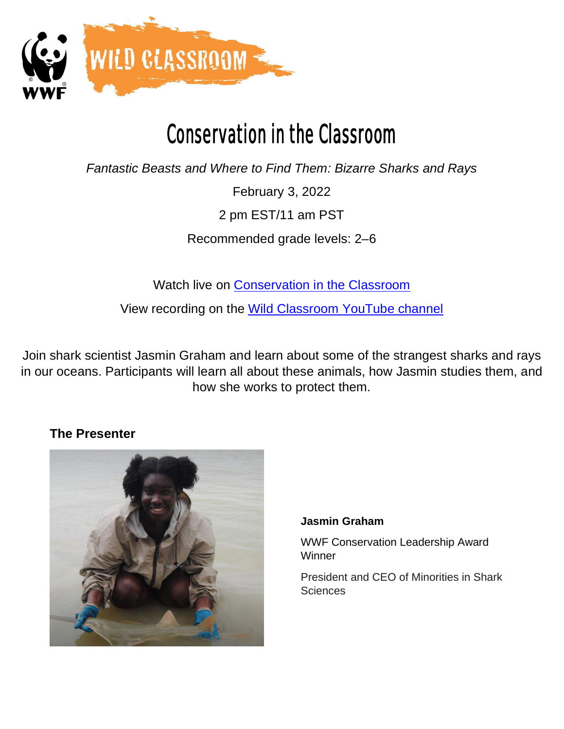WILD CLASSROOM

# Conservation in the Classroom

*Fantastic Beasts and Where to Find Them: Bizarre Sharks and Rays*

February 3, 2022

2 pm EST/11 am PST

Recommended grade levels: 2–6

Watch live on Conservation in the Classroom

View recording on the Wild Classroom YouTube channel

Join shark scientist Jasmin Graham and learn about some of the strangest sharks and rays in our oceans. Participants will learn all about these animals, how Jasmin studies them, and how she works to protect them.

### The Presenter

**Jasmin Graham**

WWF Conservation Leadership Award Winner

President and CEO of Minorities in Shark Sciences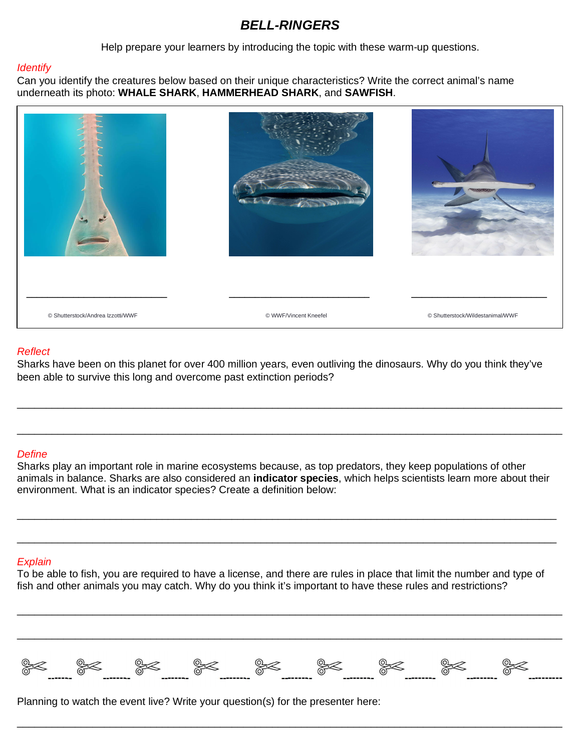# *BELL-RINGERS*

Help prepare your learners by introducing the topic with these warm-up questions.

*Identify*

Can you identify the creatures below based on their unique characteristics? Write the correct animal's name underneath its photo: **WHALE SHARK**, **HAMMERHEAD SHARK**, and **SAWFISH**.

| \_\_\_\_\_\_\_\_\_\_\_\_\_\_\_\_\_\_\_\_\_\_\_\_\_\_\_ | \_\_\_\_\_\_\_\_\_\_\_\_\_\_\_\_\_\_\_\_\_\_\_\_\_\_\_ | \_\_\_\_\_\_\_\_\_\_\_\_\_\_\_\_\_\_\_\_\_\_\_\_\_\_\_ |
| --- | --- | --- |
| © Shutterstock/Andrea Izzotti/WWF | © WWF/Vincent Kneefel | © Shutterstock/Wildestanimal/WWF |

*Reflect*

Sharks have been on this planet for over 400 million years, even outliving the dinosaurs. Why do you think they've been able to survive this long and overcome past extinction periods?

___________________________________________________________________________________________

___________________________________________________________________________________________

*Define*

Sharks play an important role in marine ecosystems because, as top predators, they keep populations of other animals in balance. Sharks are also considered an **indicator species**, which helps scientists learn more about their environment. What is an indicator species? Create a definition below:

___________________________________________________________________________________________

___________________________________________________________________________________________

*Explain*

To be able to fish, you are required to have a license, and there are rules in place that limit the number and type of fish and other animals you may catch. Why do you think it's important to have these rules and restrictions?

___________________________________________________________________________________________

___________________________________________________________________________________________

✂ ------- ✂ ------- ✂ ------- ✂ ------- ✂ ------- ✂ ------- ✂ ------- ✂ ------- ✂ -------

Planning to watch the event live? Write your question(s) for the presenter here:

___________________________________________________________________________________________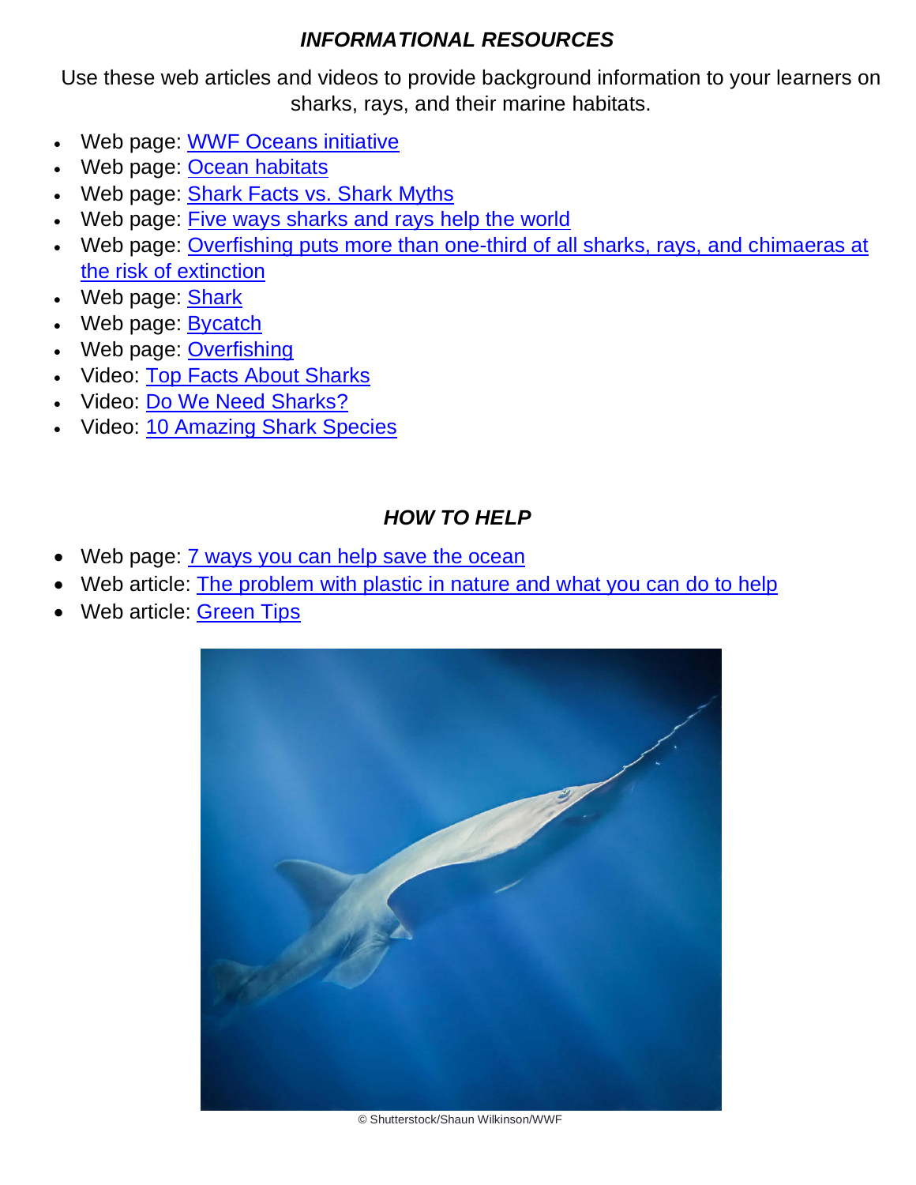## *INFORMATIONAL RESOURCES*

Use these web articles and videos to provide background information to your learners on sharks, rays, and their marine habitats.

- Web page: WWF Oceans initiative
- Web page: Ocean habitats
- Web page: Shark Facts vs. Shark Myths
- Web page: Five ways sharks and rays help the world
- Web page: Overfishing puts more than one-third of all sharks, rays, and chimaeras at the risk of extinction
- Web page: Shark
- Web page: Bycatch
- Web page: Overfishing
- Video: Top Facts About Sharks
- Video: Do We Need Sharks?
- Video: 10 Amazing Shark Species

## *HOW TO HELP*

- Web page: 7 ways you can help save the ocean
- Web article: The problem with plastic in nature and what you can do to help
- Web article: Green Tips

© Shutterstock/Shaun Wilkinson/WWF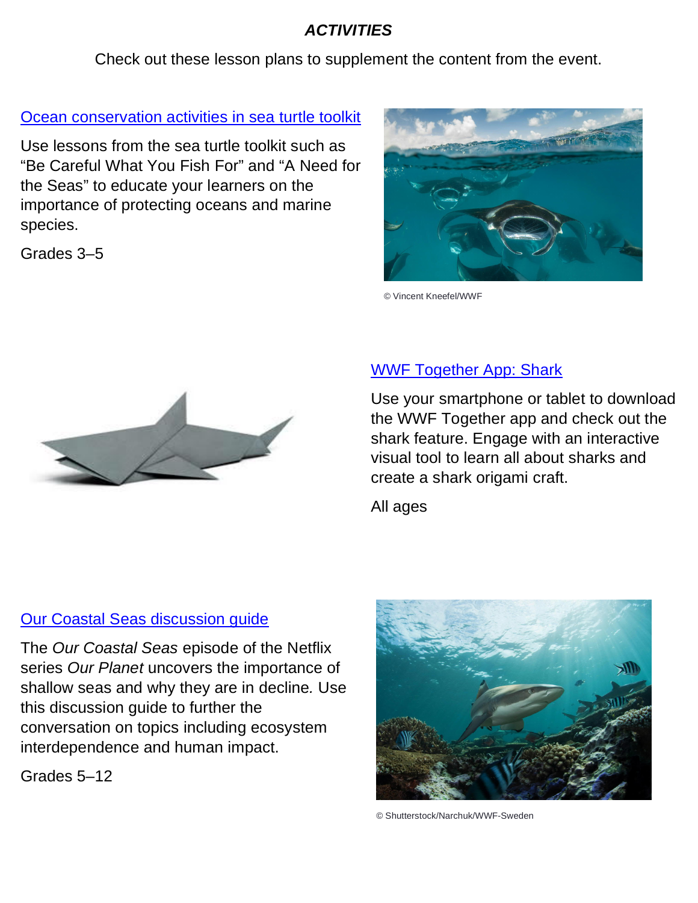# *ACTIVITIES*

Check out these lesson plans to supplement the content from the event.

## Ocean conservation activities in sea turtle toolkit

Use lessons from the sea turtle toolkit such as "Be Careful What You Fish For" and "A Need for the Seas" to educate your learners on the importance of protecting oceans and marine species.

Grades 3–5

© Vincent Kneefel/WWF

## WWF Together App: Shark

Use your smartphone or tablet to download the WWF Together app and check out the shark feature. Engage with an interactive visual tool to learn all about sharks and create a shark origami craft.

All ages

## Our Coastal Seas discussion guide

The *Our Coastal Seas* episode of the Netflix series *Our Planet* uncovers the importance of shallow seas and why they are in decline. Use this discussion guide to further the conversation on topics including ecosystem interdependence and human impact.

Grades 5–12

© Shutterstock/Narchuk/WWF-Sweden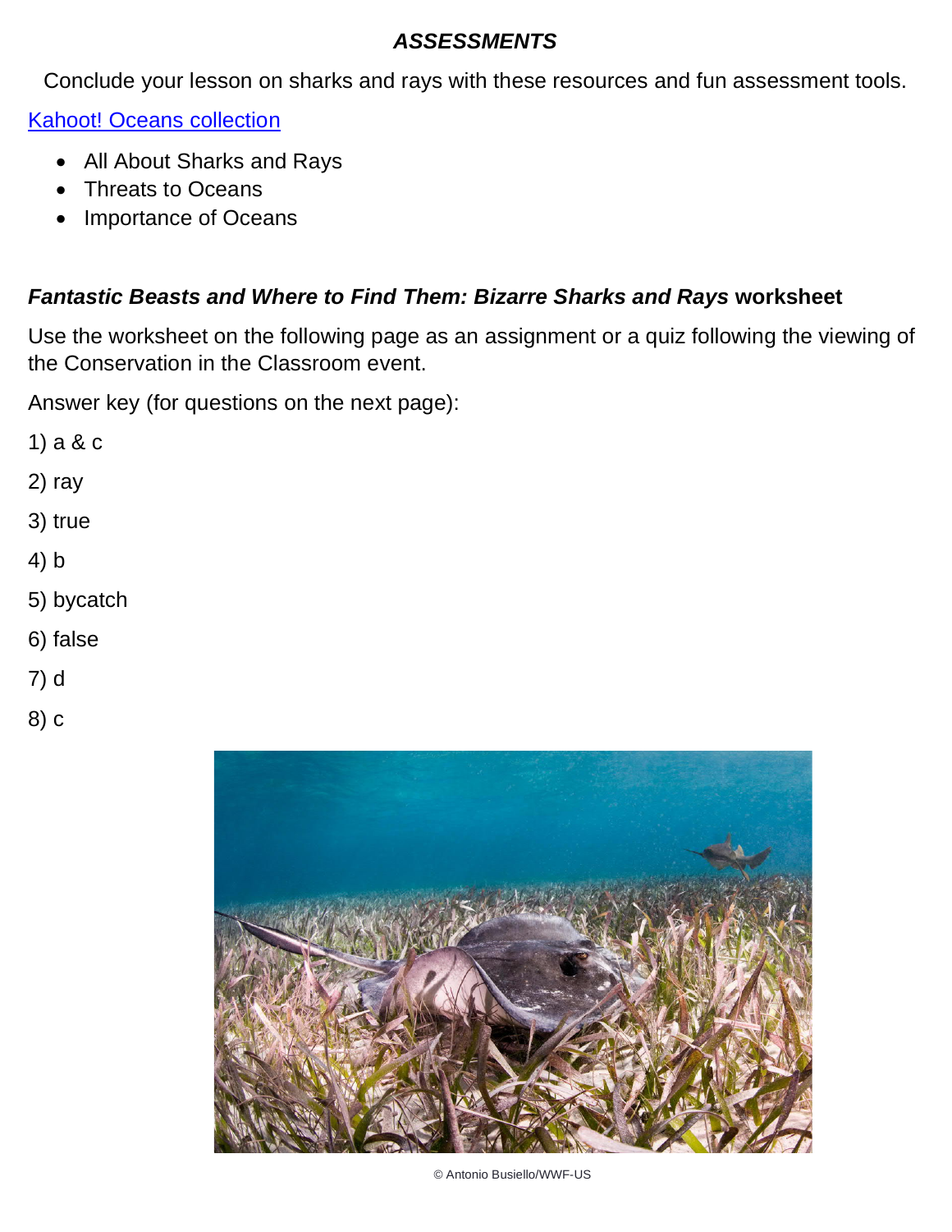## ***ASSESSMENTS***

Conclude your lesson on sharks and rays with these resources and fun assessment tools.

[Kahoot! Oceans collection]()

- All About Sharks and Rays
- Threats to Oceans
- Importance of Oceans

### ***Fantastic Beasts and Where to Find Them: Bizarre Sharks and Rays*** **worksheet**

Use the worksheet on the following page as an assignment or a quiz following the viewing of the Conservation in the Classroom event.

Answer key (for questions on the next page):

1) a & c

2) ray

3) true

4) b

5) bycatch

6) false

7) d

8) c

© Antonio Busiello/WWF-US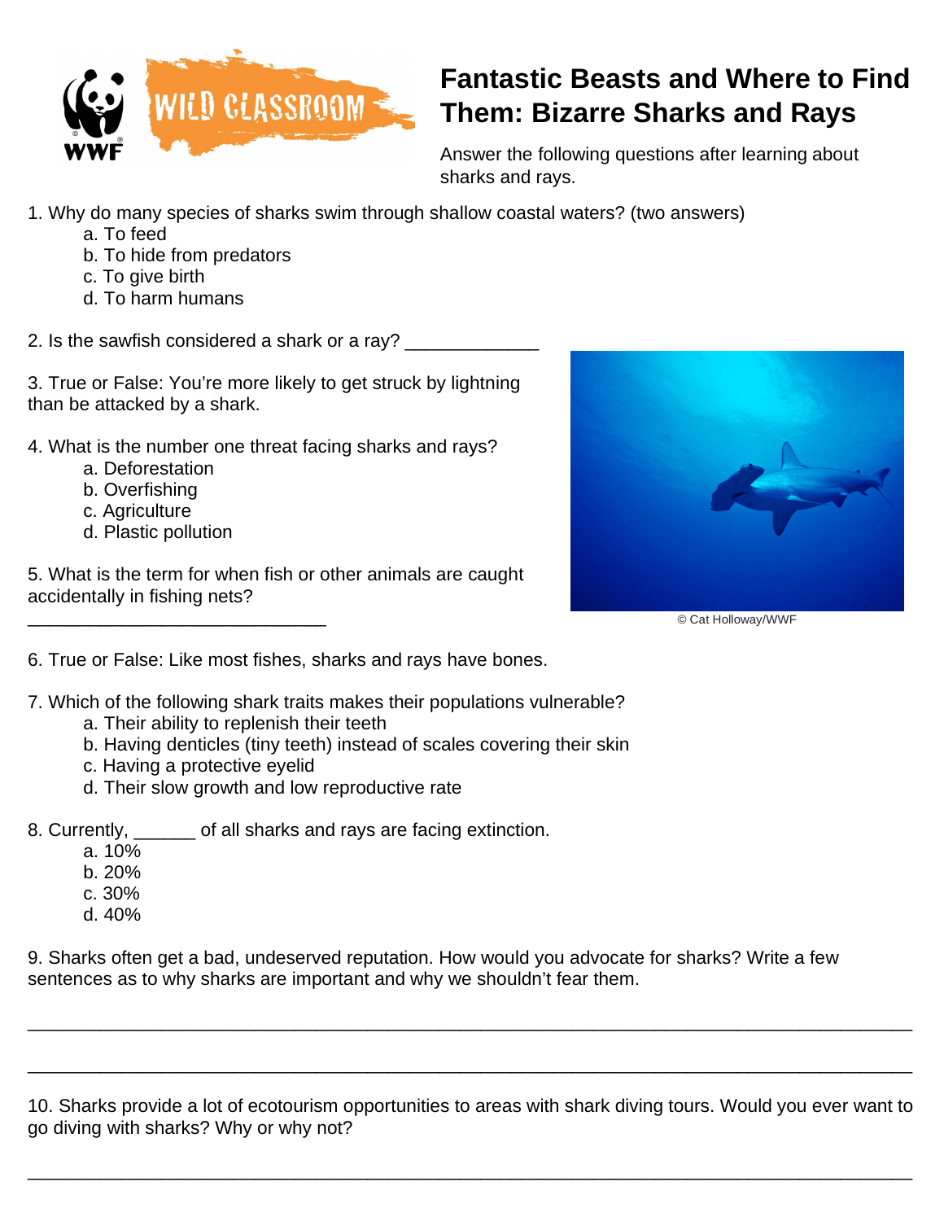# Fantastic Beasts and Where to Find Them: Bizarre Sharks and Rays

Answer the following questions after learning about sharks and rays.

1. Why do many species of sharks swim through shallow coastal waters? (two answers)
   a. To feed
   b. To hide from predators
   c. To give birth
   d. To harm humans

2. Is the sawfish considered a shark or a ray? _____________

3. True or False: You're more likely to get struck by lightning than be attacked by a shark.

4. What is the number one threat facing sharks and rays?
   a. Deforestation
   b. Overfishing
   c. Agriculture
   d. Plastic pollution

5. What is the term for when fish or other animals are caught accidentally in fishing nets?
______________________________

© Cat Holloway/WWF

6. True or False: Like most fishes, sharks and rays have bones.

7. Which of the following shark traits makes their populations vulnerable?
   a. Their ability to replenish their teeth
   b. Having denticles (tiny teeth) instead of scales covering their skin
   c. Having a protective eyelid
   d. Their slow growth and low reproductive rate

8. Currently, ______ of all sharks and rays are facing extinction.
   a. 10%
   b. 20%
   c. 30%
   d. 40%

9. Sharks often get a bad, undeserved reputation. How would you advocate for sharks? Write a few sentences as to why sharks are important and why we shouldn't fear them.

______________________________________________________________________________

______________________________________________________________________________

10. Sharks provide a lot of ecotourism opportunities to areas with shark diving tours. Would you ever want to go diving with sharks? Why or why not?

______________________________________________________________________________